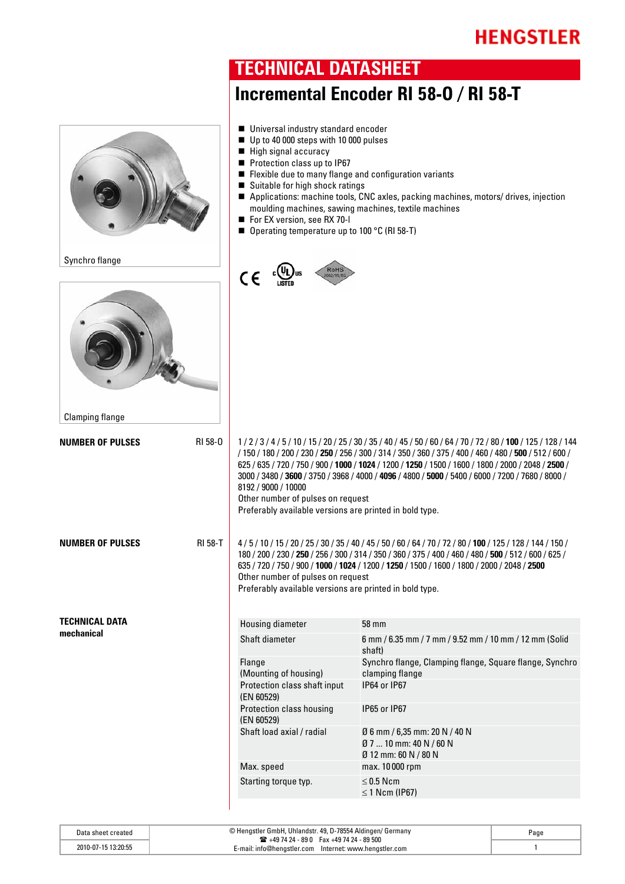HENGSTLER

# TECHNICAL DATASHEET

## Incremental Encoder RI 58-O / RI 58-T

- Universal industry standard encoder
- Up to 40 000 steps with 10 000 pulses
- High signal accuracy
- Protection class up to IP67
- Flexible due to many flange and configuration variants
- Suitable for high shock ratings
- Applications: machine tools, CNC axles, packing machines, motors/ drives, injection moulding machines, sawing machines, textile machines
- For EX version, see RX 70-I
- Operating temperature up to 100 °C (RI 58-T)

Synchro flange

Clamping flange

**NUMBER OF PULSES** RI 58-O

1 / 2 / 3 / 4 / 5 / 10 / 15 / 20 / 25 / 30 / 35 / 40 / 45 / 50 / 60 / 64 / 70 / 72 / 80 / **100** / 125 / 128 / 144 / 150 / 180 / 200 / 230 / **250** / 256 / 300 / 314 / 350 / 360 / 375 / 400 / 460 / 480 / **500** / 512 / 600 / 625 / 635 / 720 / 750 / 900 / **1000** / **1024** / 1200 / **1250** / 1500 / 1600 / 1800 / 2000 / 2048 / **2500** / 3000 / 3480 / **3600** / 3750 / 3968 / 4000 / **4096** / 4800 / **5000** / 5400 / 6000 / 7200 / 7680 / 8000 / 8192 / 9000 / 10000
Other number of pulses on request
Preferably available versions are printed in bold type.

**NUMBER OF PULSES** RI 58-T

4 / 5 / 10 / 15 / 20 / 25 / 30 / 35 / 40 / 45 / 50 / 60 / 64 / 70 / 72 / 80 / **100** / 125 / 128 / 144 / 150 / 180 / 200 / 230 / **250** / 256 / 300 / 314 / 350 / 360 / 375 / 400 / 460 / 480 / **500** / 512 / 600 / 625 / 635 / 720 / 750 / 900 / **1000** / **1024** / 1200 / **1250** / 1500 / 1600 / 1800 / 2000 / 2048 / **2500**
Other number of pulses on request
Preferably available versions are printed in bold type.

**TECHNICAL DATA**
**mechanical**

| | |
|---|---|
| Housing diameter | 58 mm |
| Shaft diameter | 6 mm / 6.35 mm / 7 mm / 9.52 mm / 10 mm / 12 mm (Solid shaft) |
| Flange (Mounting of housing) | Synchro flange, Clamping flange, Square flange, Synchro clamping flange |
| Protection class shaft input (EN 60529) | IP64 or IP67 |
| Protection class housing (EN 60529) | IP65 or IP67 |
| Shaft load axial / radial | Ø 6 mm / 6,35 mm: 20 N / 40 N<br>Ø 7 ... 10 mm: 40 N / 60 N<br>Ø 12 mm: 60 N / 80 N |
| Max. speed | max. 10 000 rpm |
| Starting torque typ. | ≤ 0.5 Ncm<br>≤ 1 Ncm (IP67) |

| Data sheet created | © Hengstler GmbH, Uhlandstr. 49, D-78554 Aldingen/ Germany<br>☎ +49 74 24 - 89 0 Fax +49 74 24 - 89 500<br>E-mail: info@hengstler.com Internet: www.hengstler.com | Page |
|---|---|---|
| 2010-07-15 13:20:55 | | 1 |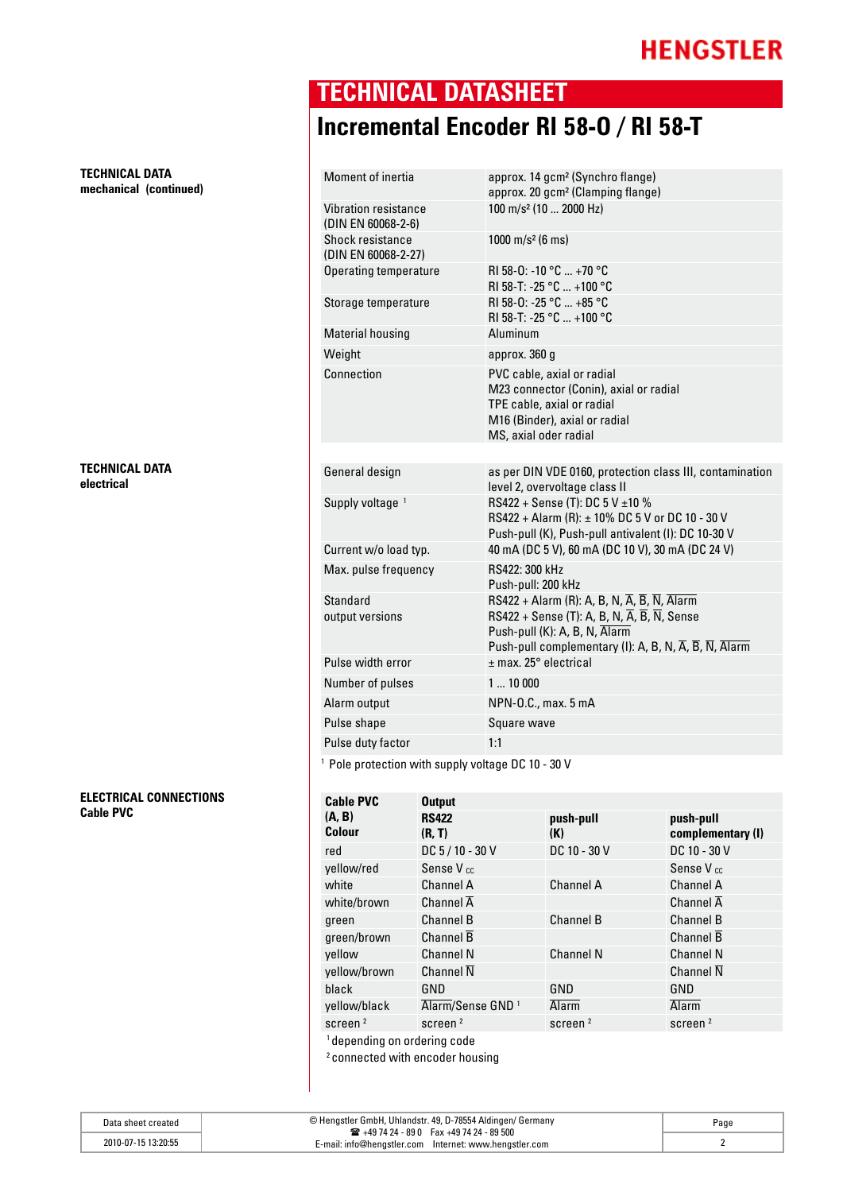# TECHNICAL DATASHEET

## Incremental Encoder RI 58-O / RI 58-T

**TECHNICAL DATA**
**mechanical (continued)**

| | |
|---|---|
| Moment of inertia | approx. 14 gcm² (Synchro flange)<br>approx. 20 gcm² (Clamping flange) |
| Vibration resistance (DIN EN 60068-2-6) | 100 m/s² (10 ... 2000 Hz) |
| Shock resistance (DIN EN 60068-2-27) | 1000 m/s² (6 ms) |
| Operating temperature | RI 58-O: -10 °C ... +70 °C<br>RI 58-T: -25 °C ... +100 °C |
| Storage temperature | RI 58-O: -25 °C ... +85 °C<br>RI 58-T: -25 °C ... +100 °C |
| Material housing | Aluminum |
| Weight | approx. 360 g |
| Connection | PVC cable, axial or radial<br>M23 connector (Conin), axial or radial<br>TPE cable, axial or radial<br>M16 (Binder), axial or radial<br>MS, axial oder radial |

**TECHNICAL DATA**
**electrical**

| | |
|---|---|
| General design | as per DIN VDE 0160, protection class III, contamination level 2, overvoltage class II |
| Supply voltage [1] | RS422 + Sense (T): DC 5 V ±10 %<br>RS422 + Alarm (R): ± 10% DC 5 V or DC 10 - 30 V<br>Push-pull (K), Push-pull antivalent (I): DC 10-30 V |
| Current w/o load typ. | 40 mA (DC 5 V), 60 mA (DC 10 V), 30 mA (DC 24 V) |
| Max. pulse frequency | RS422: 300 kHz<br>Push-pull: 200 kHz |
| Standard output versions | RS422 + Alarm (R): A, B, N, $\overline{A}$, $\overline{B}$, $\overline{N}$, $\overline{Alarm}$<br>RS422 + Sense (T): A, B, N, $\overline{A}$, $\overline{B}$, $\overline{N}$, Sense<br>Push-pull (K): A, B, N, $\overline{Alarm}$<br>Push-pull complementary (I): A, B, N, $\overline{A}$, $\overline{B}$, $\overline{N}$, $\overline{Alarm}$ |
| Pulse width error | ± max. 25° electrical |
| Number of pulses | 1 ... 10 000 |
| Alarm output | NPN-O.C., max. 5 mA |
| Pulse shape | Square wave |
| Pulse duty factor | 1:1 |

[1] Pole protection with supply voltage DC 10 - 30 V

**ELECTRICAL CONNECTIONS**
**Cable PVC**

| Cable PVC (A, B) Colour | Output RS422 (R, T) | push-pull (K) | push-pull complementary (I) |
|---|---|---|---|
| red | DC 5 / 10 - 30 V | DC 10 - 30 V | DC 10 - 30 V |
| yellow/red | Sense $V_{cc}$ | | Sense $V_{cc}$ |
| white | Channel A | Channel A | Channel A |
| white/brown | Channel $\overline{A}$ | | Channel $\overline{A}$ |
| green | Channel B | Channel B | Channel B |
| green/brown | Channel $\overline{B}$ | | Channel $\overline{B}$ |
| yellow | Channel N | Channel N | Channel N |
| yellow/brown | Channel $\overline{N}$ | | Channel $\overline{N}$ |
| black | GND | GND | GND |
| yellow/black | $\overline{Alarm}$/Sense GND [1] | $\overline{Alarm}$ | $\overline{Alarm}$ |
| screen [2] | screen [2] | screen [2] | screen [2] |

[1] depending on ordering code
[2] connected with encoder housing

| Data sheet created | © Hengstler GmbH, Uhlandstr. 49, D-78554 Aldingen/ Germany<br>☎ +49 74 24 - 89 0 Fax +49 74 24 - 89 500<br>E-mail: info@hengstler.com Internet: www.hengstler.com | Page |
|---|---|---|
| 2010-07-15 13:20:55 | | 2 |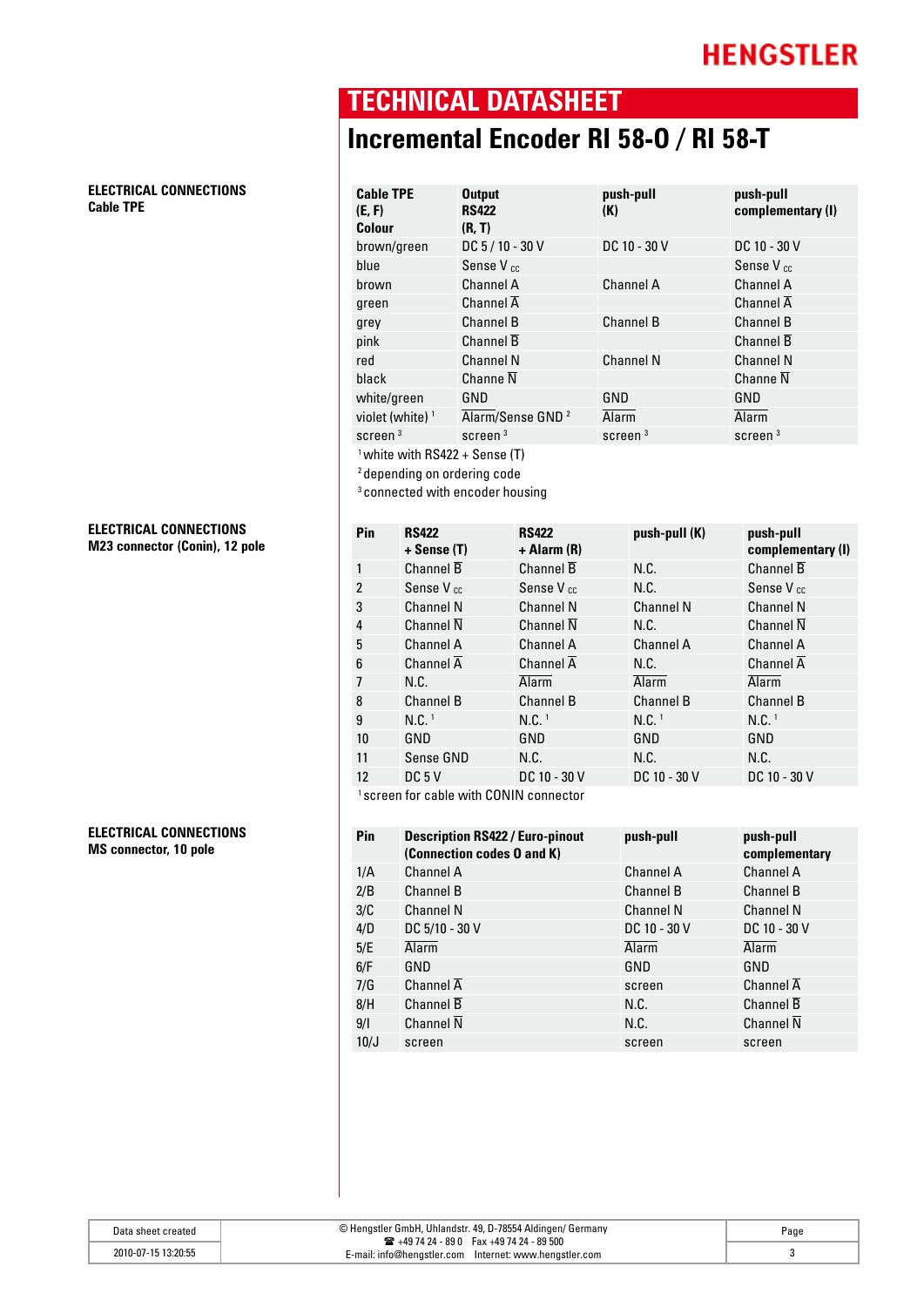HENGSTLER

# TECHNICAL DATASHEET

## Incremental Encoder RI 58-O / RI 58-T

### ELECTRICAL CONNECTIONS
**Cable TPE**

| Cable TPE (E, F) Colour | Output RS422 (R, T) | push-pull (K) | push-pull complementary (I) |
|---|---|---|---|
| brown/green | DC 5 / 10 - 30 V | DC 10 - 30 V | DC 10 - 30 V |
| blue | Sense $V_{cc}$ | | Sense $V_{cc}$ |
| brown | Channel A | Channel A | Channel A |
| green | Channel $\overline{A}$ | | Channel $\overline{A}$ |
| grey | Channel B | Channel B | Channel B |
| pink | Channel $\overline{B}$ | | Channel $\overline{B}$ |
| red | Channel N | Channel N | Channel N |
| black | Channe $\overline{N}$ | | Channe $\overline{N}$ |
| white/green | GND | GND | GND |
| violet (white) [1] | $\overline{\text{Alarm}}$/Sense GND [2] | $\overline{\text{Alarm}}$ | $\overline{\text{Alarm}}$ |
| screen [3] | screen [3] | screen [3] | screen [3] |

[1] white with RS422 + Sense (T)
[2] depending on ordering code
[3] connected with encoder housing

### ELECTRICAL CONNECTIONS
**M23 connector (Conin), 12 pole**

| Pin | RS422 + Sense (T) | RS422 + Alarm (R) | push-pull (K) | push-pull complementary (I) |
|---|---|---|---|---|
| 1 | Channel $\overline{B}$ | Channel $\overline{B}$ | N.C. | Channel $\overline{B}$ |
| 2 | Sense $V_{cc}$ | Sense $V_{cc}$ | N.C. | Sense $V_{cc}$ |
| 3 | Channel N | Channel N | Channel N | Channel N |
| 4 | Channel $\overline{N}$ | Channel $\overline{N}$ | N.C. | Channel $\overline{N}$ |
| 5 | Channel A | Channel A | Channel A | Channel A |
| 6 | Channel $\overline{A}$ | Channel $\overline{A}$ | N.C. | Channel $\overline{A}$ |
| 7 | N.C. | $\overline{\text{Alarm}}$ | $\overline{\text{Alarm}}$ | $\overline{\text{Alarm}}$ |
| 8 | Channel B | Channel B | Channel B | Channel B |
| 9 | N.C. [1] | N.C. [1] | N.C. [1] | N.C. [1] |
| 10 | GND | GND | GND | GND |
| 11 | Sense GND | N.C. | N.C. | N.C. |
| 12 | DC 5 V | DC 10 - 30 V | DC 10 - 30 V | DC 10 - 30 V |

[1] screen for cable with CONIN connector

### ELECTRICAL CONNECTIONS
**MS connector, 10 pole**

| Pin | Description RS422 / Euro-pinout (Connection codes O and K) | push-pull | push-pull complementary |
|---|---|---|---|
| 1/A | Channel A | Channel A | Channel A |
| 2/B | Channel B | Channel B | Channel B |
| 3/C | Channel N | Channel N | Channel N |
| 4/D | DC 5/10 - 30 V | DC 10 - 30 V | DC 10 - 30 V |
| 5/E | $\overline{\text{Alarm}}$ | $\overline{\text{Alarm}}$ | $\overline{\text{Alarm}}$ |
| 6/F | GND | GND | GND |
| 7/G | Channel $\overline{A}$ | screen | Channel $\overline{A}$ |
| 8/H | Channel $\overline{B}$ | N.C. | Channel $\overline{B}$ |
| 9/I | Channel $\overline{N}$ | N.C. | Channel $\overline{N}$ |
| 10/J | screen | screen | screen |

| Data sheet created | © Hengstler GmbH, Uhlandstr. 49, D-78554 Aldingen/ Germany ☎ +49 74 24 - 89 0 Fax +49 74 24 - 89 500 E-mail: info@hengstler.com Internet: www.hengstler.com | Page |
|---|---|---|
| 2010-07-15 13:20:55 | | 3 |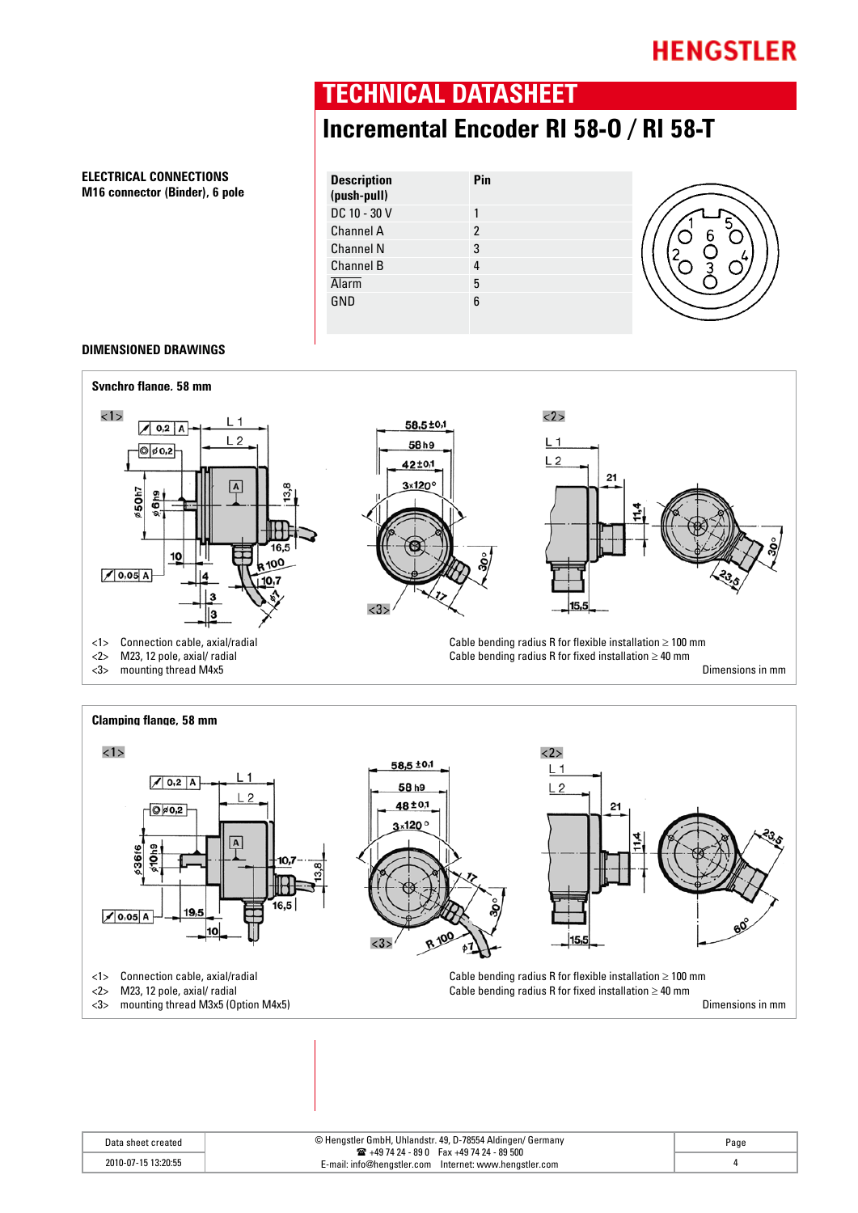## TECHNICAL DATASHEET

# Incremental Encoder RI 58-O / RI 58-T

**ELECTRICAL CONNECTIONS**
**M16 connector (Binder), 6 pole**

| Description (push-pull) | Pin |
|---|---|
| DC 10 - 30 V | 1 |
| Channel A | 2 |
| Channel N | 3 |
| Channel B | 4 |
| Alarm | 5 |
| GND | 6 |

**DIMENSIONED DRAWINGS**

**Synchro flange, 58 mm**

<1> Connection cable, axial/radial
<2> M23, 12 pole, axial/ radial
<3> mounting thread M4x5

Cable bending radius R for flexible installation ≥ 100 mm
Cable bending radius R for fixed installation ≥ 40 mm

Dimensions in mm

**Clamping flange, 58 mm**

<1> Connection cable, axial/radial
<2> M23, 12 pole, axial/ radial
<3> mounting thread M3x5 (Option M4x5)

Cable bending radius R for flexible installation ≥ 100 mm
Cable bending radius R for fixed installation ≥ 40 mm

Dimensions in mm

| Data sheet created | © Hengstler GmbH, Uhlandstr. 49, D-78554 Aldingen/ Germany ☎ +49 74 24 - 89 0 Fax +49 74 24 - 89 500 E-mail: info@hengstler.com Internet: www.hengstler.com | Page |
|---|---|---|
| 2010-07-15 13:20:55 | | 4 |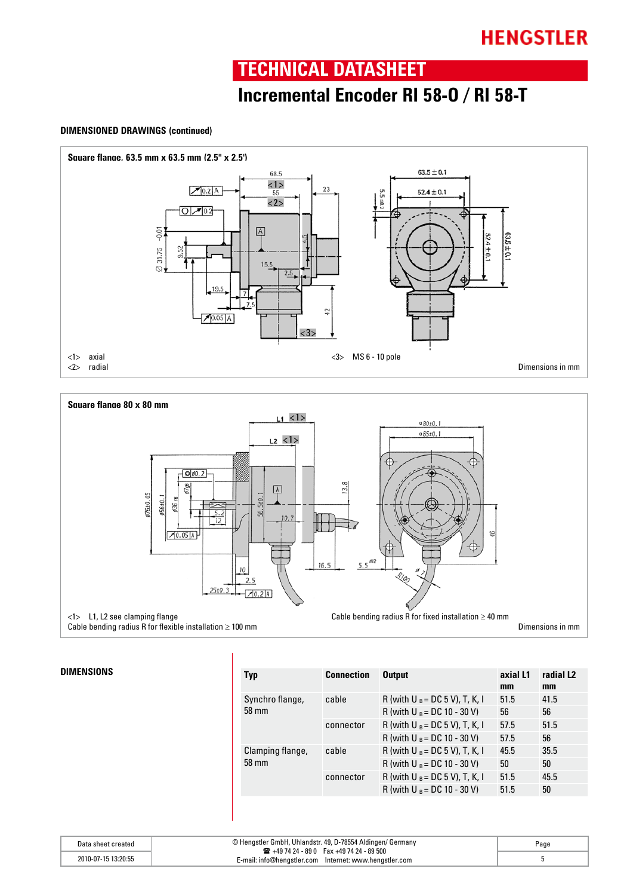HENGSTLER

# TECHNICAL DATASHEET

## Incremental Encoder RI 58-O / RI 58-T

### DIMENSIONED DRAWINGS (continued)

**Square flange, 63.5 mm x 63.5 mm (2.5" x 2.5')**

<1> axial
<2> radial

<3> MS 6 - 10 pole

Dimensions in mm

**Square flange 80 x 80 mm**

<1> L1, L2 see clamping flange
Cable bending radius R for flexible installation ≥ 100 mm

Cable bending radius R for fixed installation ≥ 40 mm

Dimensions in mm

### DIMENSIONS

| Typ | Connection | Output | axial L1 mm | radial L2 mm |
|---|---|---|---|---|
| Synchro flange, 58 mm | cable | R (with $U_B$ = DC 5 V), T, K, I | 51.5 | 41.5 |
| | | R (with $U_B$ = DC 10 - 30 V) | 56 | 56 |
| | connector | R (with $U_B$ = DC 5 V), T, K, I | 57.5 | 51.5 |
| | | R (with $U_B$ = DC 10 - 30 V) | 57.5 | 56 |
| Clamping flange, 58 mm | cable | R (with $U_B$ = DC 5 V), T, K, I | 45.5 | 35.5 |
| | | R (with $U_B$ = DC 10 - 30 V) | 50 | 50 |
| | connector | R (with $U_B$ = DC 5 V), T, K, I | 51.5 | 45.5 |
| | | R (with $U_B$ = DC 10 - 30 V) | 51.5 | 50 |

| Data sheet created | © Hengstler GmbH, Uhlandstr. 49, D-78554 Aldingen/ Germany ☎ +49 74 24 - 89 0 Fax +49 74 24 - 89 500 E-mail: info@hengstler.com Internet: www.hengstler.com | Page |
|---|---|---|
| 2010-07-15 13:20:55 | | 5 |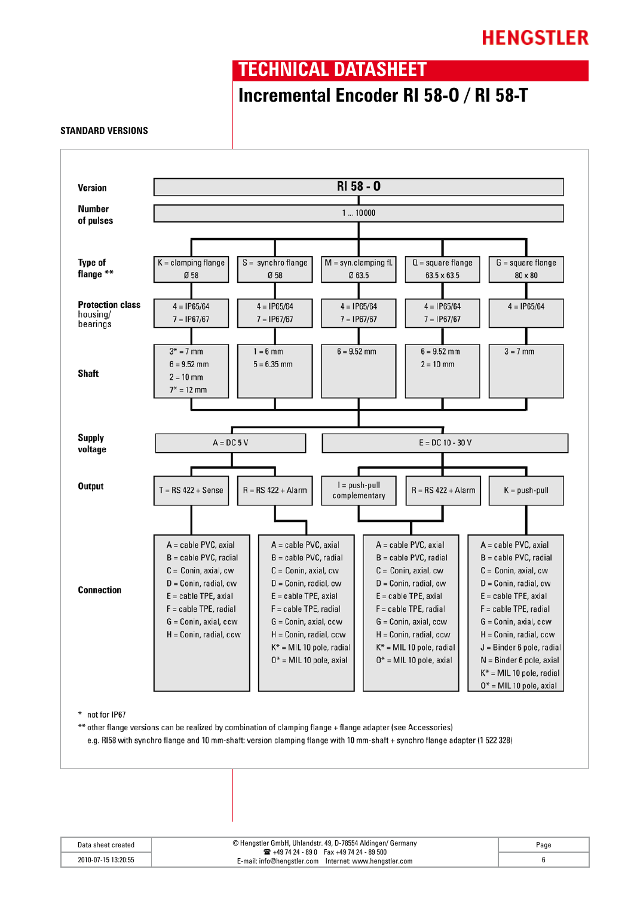HENGSTLER

# TECHNICAL DATASHEET

## Incremental Encoder RI 58-O / RI 58-T

### STANDARD VERSIONS

**Version:** RI 58 - O

**Number of pulses:** 1 ... 10000

| **Type of flange** ** | K = clamping flange Ø 58 | S = synchro flange Ø 58 | M = syn.clamping fl. Ø 63.5 | Q = square flange 63.5 x 63.5 | G = square flange 80 x 80 |
|---|---|---|---|---|---|
| **Protection class** housing/ bearings | 4 = IP65/64<br>7 = IP67/67 | 4 = IP65/64<br>7 = IP67/67 | 4 = IP65/64<br>7 = IP67/67 | 4 = IP65/64<br>7 = IP67/67 | 4 = IP65/64 |
| **Shaft** | 3* = 7 mm<br>6 = 9.52 mm<br>2 = 10 mm<br>7* = 12 mm | 1 = 6 mm<br>5 = 6.35 mm | 6 = 9.52 mm | 6 = 9.52 mm<br>2 = 10 mm | 3 = 7 mm |

**Supply voltage:** A = DC 5 V; E = DC 10 - 30 V

**Output:**
- A = DC 5 V: T = RS 422 + Sense; R = RS 422 + Alarm
- E = DC 10 - 30 V: I = push-pull complementary; R = RS 422 + Alarm; K = push-pull

**Connection**

| T = RS 422 + Sense | R = RS 422 + Alarm | I = push-pull complementary / R = RS 422 + Alarm | K = push-pull |
|---|---|---|---|
| A = cable PVC, axial | A = cable PVC, axial | A = cable PVC, axial | A = cable PVC, axial |
| B = cable PVC, radial | B = cable PVC, radial | B = cable PVC, radial | B = cable PVC, radial |
| C = Conin, axial, cw | C = Conin, axial, cw | C = Conin, axial, cw | C = Conin, axial, cw |
| D = Conin, radial, cw | D = Conin, radial, cw | D = Conin, radial, cw | D = Conin, radial, cw |
| E = cable TPE, axial | E = cable TPE, axial | E = cable TPE, axial | E = cable TPE, axial |
| F = cable TPE, radial | F = cable TPE, radial | F = cable TPE, radial | F = cable TPE, radial |
| G = Conin, axial, ccw | G = Conin, axial, ccw | G = Conin, axial, ccw | G = Conin, axial, ccw |
| H = Conin, radial, ccw | H = Conin, radial, ccw | H = Conin, radial, ccw | H = Conin, radial, ccw |
| | K* = MIL 10 pole, radial | K* = MIL 10 pole, radial | J = Binder 6 pole, radial |
| | O* = MIL 10 pole, axial | O* = MIL 10 pole, axial | N = Binder 6 pole, axial |
| | | | K* = MIL 10 pole, radial |
| | | | O* = MIL 10 pole, axial |

\* not for IP67

** other flange versions can be realized by combination of clamping flange + flange adapter (see Accessories)
e.g. RI58 with synchro flange and 10 mm-shaft: version clamping flange with 10 mm-shaft + synchro flange adapter (1 522 328)

| Data sheet created | © Hengstler GmbH, Uhlandstr. 49, D-78554 Aldingen/ Germany ☎ +49 74 24 - 89 0 Fax +49 74 24 - 89 500 E-mail: info@hengstler.com Internet: www.hengstler.com | Page |
|---|---|---|
| 2010-07-15 13:20:55 | | 6 |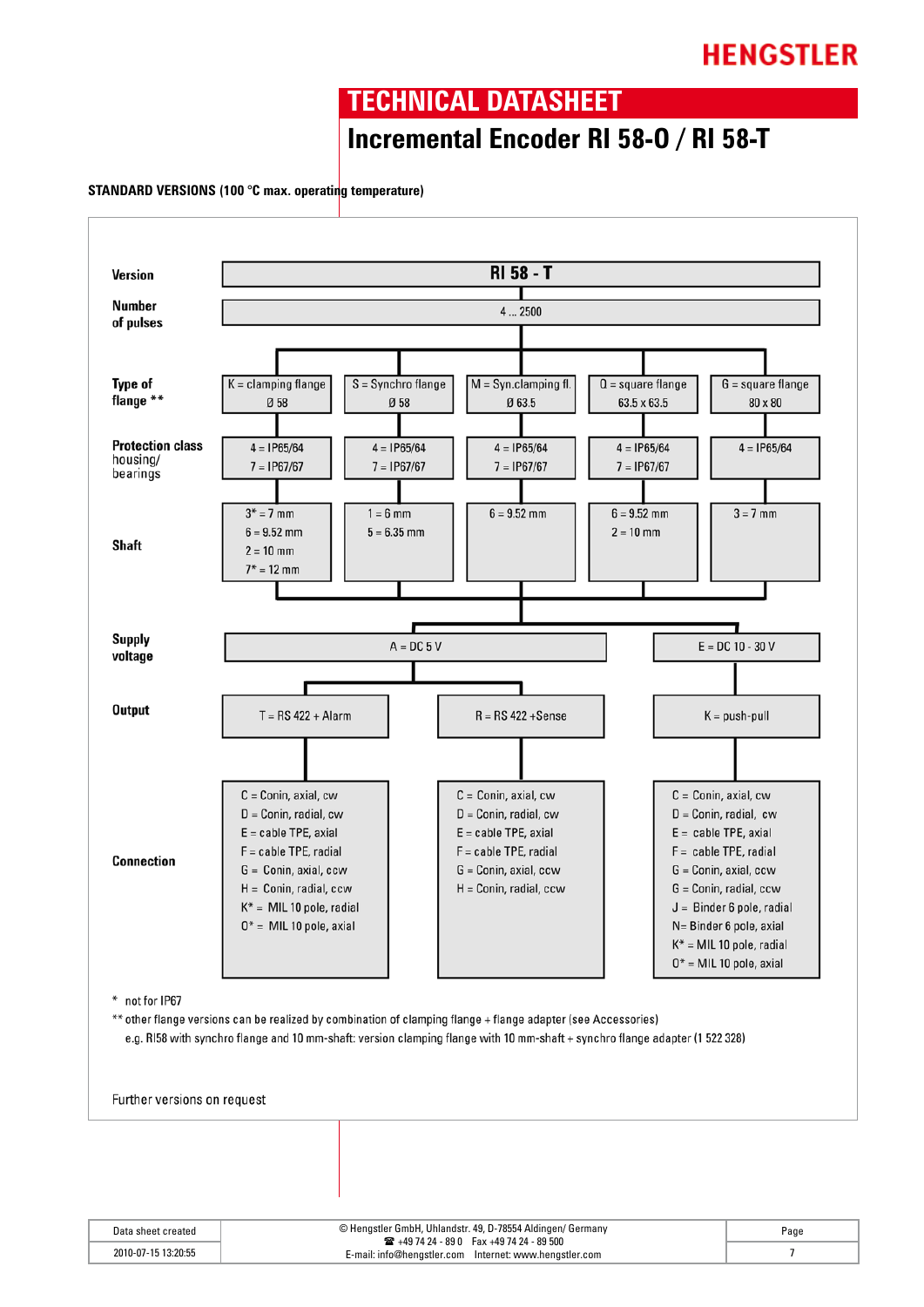# TECHNICAL DATASHEET

## Incremental Encoder RI 58-O / RI 58-T

**STANDARD VERSIONS (100 °C max. operating temperature)**

| Version | RI 58 - T | | | | |
|---|---|---|---|---|---|
| **Number of pulses** | 4 ... 2500 | | | | |
| **Type of flange** ** | K = clamping flange Ø 58 | S = Synchro flange Ø 58 | M = Syn.clamping fl. Ø 63.5 | Q = square flange 63.5 x 63.5 | G = square flange 80 x 80 |
| **Protection class** housing/ bearings | 4 = IP65/64<br>7 = IP67/67 | 4 = IP65/64<br>7 = IP67/67 | 4 = IP65/64<br>7 = IP67/67 | 4 = IP65/64<br>7 = IP67/67 | 4 = IP65/64 |
| **Shaft** | 3* = 7 mm<br>6 = 9.52 mm<br>2 = 10 mm<br>7* = 12 mm | 1 = 6 mm<br>5 = 6.35 mm | 6 = 9.52 mm | 6 = 9.52 mm<br>2 = 10 mm | 3 = 7 mm |

| **Supply voltage** | A = DC 5 V | | E = DC 10 - 30 V |
|---|---|---|---|
| **Output** | T = RS 422 + Alarm | R = RS 422 +Sense | K = push-pull |
| **Connection** | C = Conin, axial, cw<br>D = Conin, radial, cw<br>E = cable TPE, axial<br>F = cable TPE, radial<br>G = Conin, axial, ccw<br>H = Conin, radial, ccw<br>K* = MIL 10 pole, radial<br>O* = MIL 10 pole, axial | C = Conin, axial, cw<br>D = Conin, radial, cw<br>E = cable TPE, axial<br>F = cable TPE, radial<br>G = Conin, axial, ccw<br>H = Conin, radial, ccw | C = Conin, axial, cw<br>D = Conin, radial, cw<br>E = cable TPE, axial<br>F = cable TPE, radial<br>G = Conin, axial, ccw<br>G = Conin, radial, ccw<br>J = Binder 6 pole, radial<br>N= Binder 6 pole, axial<br>K* = MIL 10 pole, radial<br>O* = MIL 10 pole, axial |

\* not for IP67

** other flange versions can be realized by combination of clamping flange + flange adapter (see Accessories)
e.g. RI58 with synchro flange and 10 mm-shaft: version clamping flange with 10 mm-shaft + synchro flange adapter (1 522 328)

Further versions on request

| Data sheet created | © Hengstler GmbH, Uhlandstr. 49, D-78554 Aldingen/ Germany<br>☎ +49 74 24 - 89 0 Fax +49 74 24 - 89 500<br>E-mail: info@hengstler.com Internet: www.hengstler.com | Page |
|---|---|---|
| 2010-07-15 13:20:55 | | 7 |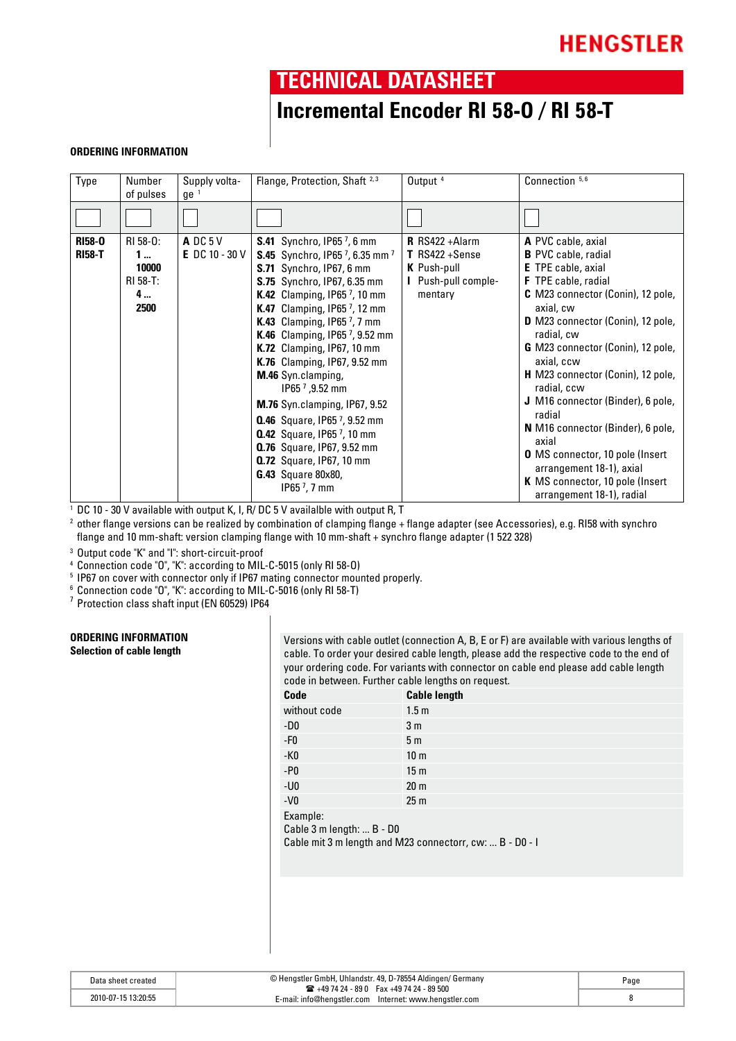HENGSTLER

# TECHNICAL DATASHEET

## Incremental Encoder RI 58-O / RI 58-T

### ORDERING INFORMATION

| Type | Number of pulses | Supply voltage [1] | Flange, Protection, Shaft [2,3] | Output [4] | Connection [5,6] |
|---|---|---|---|---|---|
| ☐ | ☐ | ☐ | ☐ | ☐ | ☐ |
| **RI58-O**<br>**RI58-T** | RI 58-O:<br>**1 ...**<br>**10000**<br>RI 58-T:<br>**4 ...**<br>**2500** | **A** DC 5 V<br>**E** DC 10 - 30 V | **S.41** Synchro, IP65 [7], 6 mm<br>**S.45** Synchro, IP65 [7], 6.35 mm [7]<br>**S.71** Synchro, IP67, 6 mm<br>**S.75** Synchro, IP67, 6.35 mm<br>**K.42** Clamping, IP65 [7], 10 mm<br>**K.47** Clamping, IP65 [7], 12 mm<br>**K.43** Clamping, IP65 [7], 7 mm<br>**K.46** Clamping, IP65 [7], 9.52 mm<br>**K.72** Clamping, IP67, 10 mm<br>**K.76** Clamping, IP67, 9.52 mm<br>**M.46** Syn.clamping, IP65 [7] ,9.52 mm<br>**M.76** Syn.clamping, IP67, 9.52<br>**Q.46** Square, IP65 [7], 9.52 mm<br>**Q.42** Square, IP65 [7], 10 mm<br>**Q.76** Square, IP67, 9.52 mm<br>**Q.72** Square, IP67, 10 mm<br>**G.43** Square 80x80, IP65 [7], 7 mm | **R** RS422 +Alarm<br>**T** RS422 +Sense<br>**K** Push-pull<br>**I** Push-pull complementary | **A** PVC cable, axial<br>**B** PVC cable, radial<br>**E** TPE cable, axial<br>**F** TPE cable, radial<br>**C** M23 connector (Conin), 12 pole, axial, cw<br>**D** M23 connector (Conin), 12 pole, radial, cw<br>**G** M23 connector (Conin), 12 pole, axial, ccw<br>**H** M23 connector (Conin), 12 pole, radial, ccw<br>**J** M16 connector (Binder), 6 pole, radial<br>**N** M16 connector (Binder), 6 pole, axial<br>**O** MS connector, 10 pole (Insert arrangement 18-1), axial<br>**K** MS connector, 10 pole (Insert arrangement 18-1), radial |

[1] DC 10 - 30 V available with output K, I, R/ DC 5 V availalble with output R, T
[2] other flange versions can be realized by combination of clamping flange + flange adapter (see Accessories), e.g. RI58 with synchro flange and 10 mm-shaft: version clamping flange with 10 mm-shaft + synchro flange adapter (1 522 328)
[3] Output code "K" and "I": short-circuit-proof
[4] Connection code "O", "K": according to MIL-C-5015 (only RI 58-O)
[5] IP67 on cover with connector only if IP67 mating connector mounted properly.
[6] Connection code "O", "K": according to MIL-C-5016 (only RI 58-T)
[7] Protection class shaft input (EN 60529) IP64

### ORDERING INFORMATION
**Selection of cable length**

Versions with cable outlet (connection A, B, E or F) are available with various lengths of cable. To order your desired cable length, please add the respective code to the end of your ordering code. For variants with connector on cable end please add cable length code in between. Further cable lengths on request.

| Code | Cable length |
|---|---|
| without code | 1.5 m |
| -D0 | 3 m |
| -F0 | 5 m |
| -K0 | 10 m |
| -P0 | 15 m |
| -U0 | 20 m |
| -V0 | 25 m |

Example:
Cable 3 m length: ... B - D0
Cable mit 3 m length and M23 connectorr, cw: ... B - D0 - I

| Data sheet created | © Hengstler GmbH, Uhlandstr. 49, D-78554 Aldingen/ Germany ☎ +49 74 24 - 89 0 Fax +49 74 24 - 89 500 E-mail: info@hengstler.com Internet: www.hengstler.com | Page |
|---|---|---|
| 2010-07-15 13:20:55 | | 8 |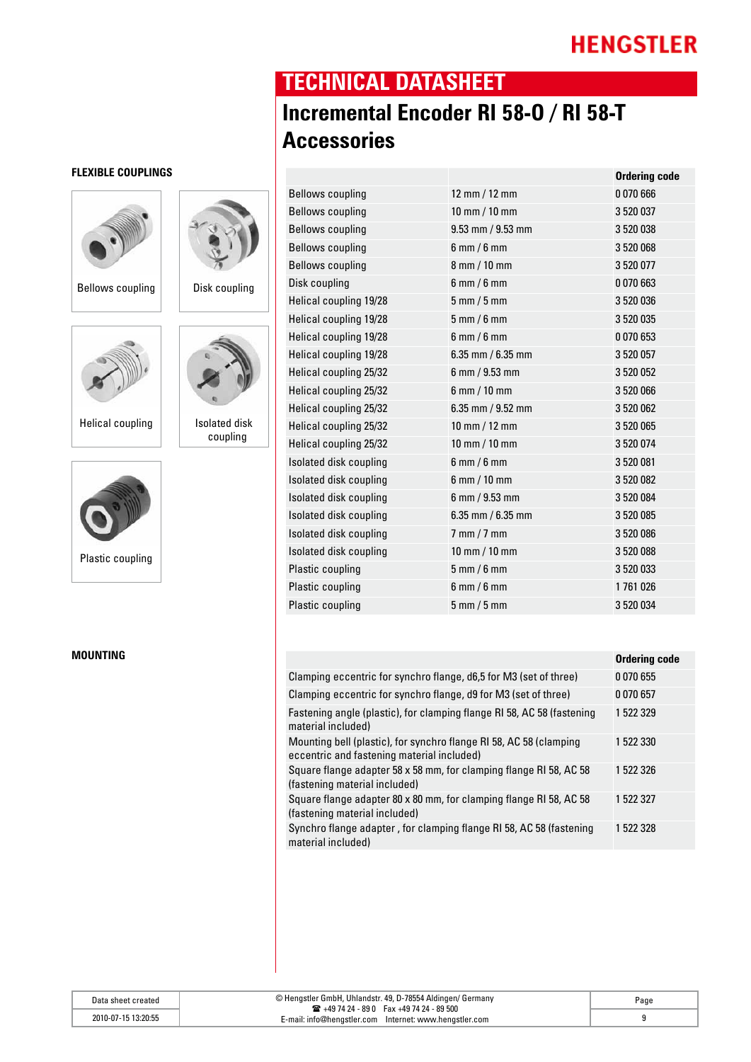# TECHNICAL DATASHEET

## Incremental Encoder RI 58-O / RI 58-T Accessories

### FLEXIBLE COUPLINGS

Bellows coupling

Disk coupling

Helical coupling

Isolated disk coupling

Plastic coupling

| | | Ordering code |
|---|---|---|
| Bellows coupling | 12 mm / 12 mm | 0 070 666 |
| Bellows coupling | 10 mm / 10 mm | 3 520 037 |
| Bellows coupling | 9.53 mm / 9.53 mm | 3 520 038 |
| Bellows coupling | 6 mm / 6 mm | 3 520 068 |
| Bellows coupling | 8 mm / 10 mm | 3 520 077 |
| Disk coupling | 6 mm / 6 mm | 0 070 663 |
| Helical coupling 19/28 | 5 mm / 5 mm | 3 520 036 |
| Helical coupling 19/28 | 5 mm / 6 mm | 3 520 035 |
| Helical coupling 19/28 | 6 mm / 6 mm | 0 070 653 |
| Helical coupling 19/28 | 6.35 mm / 6.35 mm | 3 520 057 |
| Helical coupling 25/32 | 6 mm / 9.53 mm | 3 520 052 |
| Helical coupling 25/32 | 6 mm / 10 mm | 3 520 066 |
| Helical coupling 25/32 | 6.35 mm / 9.52 mm | 3 520 062 |
| Helical coupling 25/32 | 10 mm / 12 mm | 3 520 065 |
| Helical coupling 25/32 | 10 mm / 10 mm | 3 520 074 |
| Isolated disk coupling | 6 mm / 6 mm | 3 520 081 |
| Isolated disk coupling | 6 mm / 10 mm | 3 520 082 |
| Isolated disk coupling | 6 mm / 9.53 mm | 3 520 084 |
| Isolated disk coupling | 6.35 mm / 6.35 mm | 3 520 085 |
| Isolated disk coupling | 7 mm / 7 mm | 3 520 086 |
| Isolated disk coupling | 10 mm / 10 mm | 3 520 088 |
| Plastic coupling | 5 mm / 6 mm | 3 520 033 |
| Plastic coupling | 6 mm / 6 mm | 1 761 026 |
| Plastic coupling | 5 mm / 5 mm | 3 520 034 |

### MOUNTING

| | Ordering code |
|---|---|
| Clamping eccentric for synchro flange, d6,5 for M3 (set of three) | 0 070 655 |
| Clamping eccentric for synchro flange, d9 for M3 (set of three) | 0 070 657 |
| Fastening angle (plastic), for clamping flange RI 58, AC 58 (fastening material included) | 1 522 329 |
| Mounting bell (plastic), for synchro flange RI 58, AC 58 (clamping eccentric and fastening material included) | 1 522 330 |
| Square flange adapter 58 x 58 mm, for clamping flange RI 58, AC 58 (fastening material included) | 1 522 326 |
| Square flange adapter 80 x 80 mm, for clamping flange RI 58, AC 58 (fastening material included) | 1 522 327 |
| Synchro flange adapter , for clamping flange RI 58, AC 58 (fastening material included) | 1 522 328 |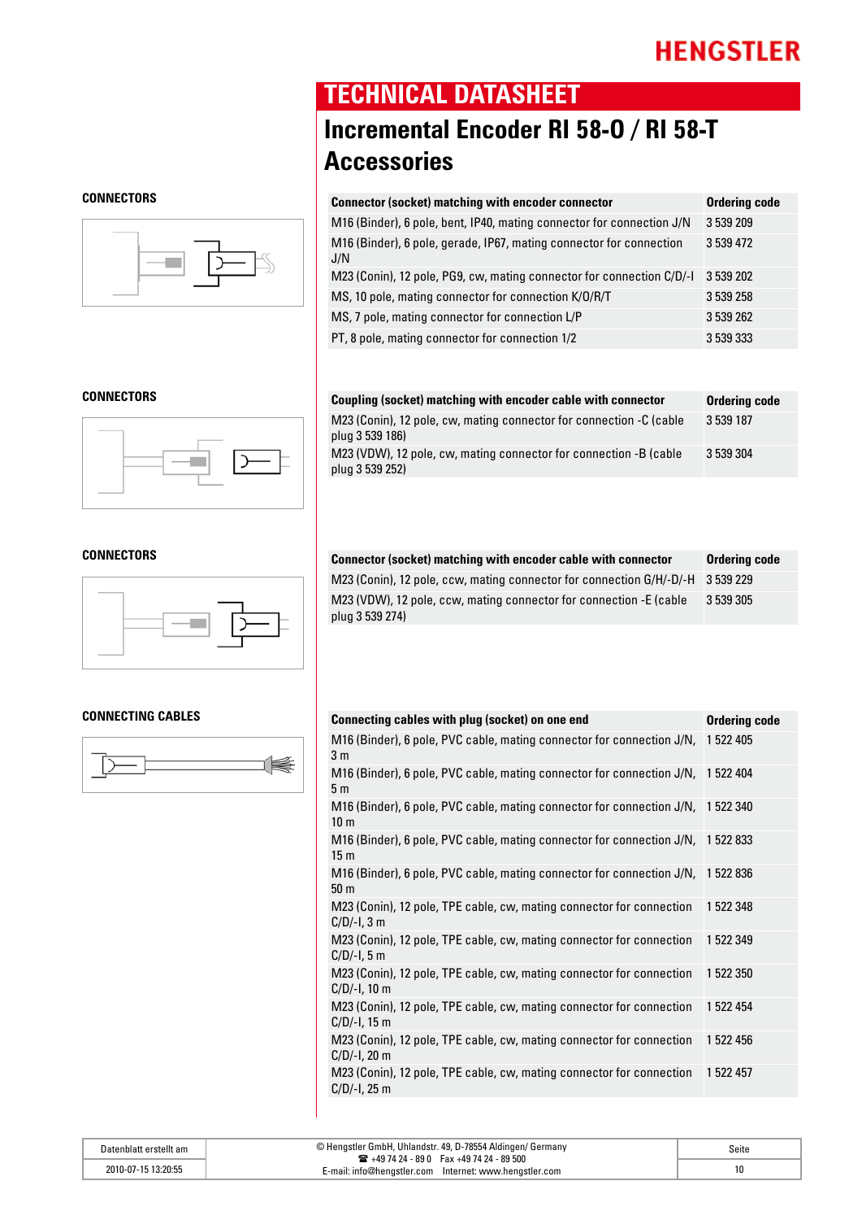HENGSTLER

# TECHNICAL DATASHEET

## Incremental Encoder RI 58-O / RI 58-T Accessories

### CONNECTORS

| Connector (socket) matching with encoder connector | Ordering code |
|---|---|
| M16 (Binder), 6 pole, bent, IP40, mating connector for connection J/N | 3 539 209 |
| M16 (Binder), 6 pole, gerade, IP67, mating connector for connection J/N | 3 539 472 |
| M23 (Conin), 12 pole, PG9, cw, mating connector for connection C/D/-I | 3 539 202 |
| MS, 10 pole, mating connector for connection K/O/R/T | 3 539 258 |
| MS, 7 pole, mating connector for connection L/P | 3 539 262 |
| PT, 8 pole, mating connector for connection 1/2 | 3 539 333 |

### CONNECTORS

| Coupling (socket) matching with encoder cable with connector | Ordering code |
|---|---|
| M23 (Conin), 12 pole, cw, mating connector for connection -C (cable plug 3 539 186) | 3 539 187 |
| M23 (VDW), 12 pole, cw, mating connector for connection -B (cable plug 3 539 252) | 3 539 304 |

### CONNECTORS

| Connector (socket) matching with encoder cable with connector | Ordering code |
|---|---|
| M23 (Conin), 12 pole, ccw, mating connector for connection G/H/-D/-H | 3 539 229 |
| M23 (VDW), 12 pole, ccw, mating connector for connection -E (cable plug 3 539 274) | 3 539 305 |

### CONNECTING CABLES

| Connecting cables with plug (socket) on one end | Ordering code |
|---|---|
| M16 (Binder), 6 pole, PVC cable, mating connector for connection J/N, 3 m | 1 522 405 |
| M16 (Binder), 6 pole, PVC cable, mating connector for connection J/N, 5 m | 1 522 404 |
| M16 (Binder), 6 pole, PVC cable, mating connector for connection J/N, 10 m | 1 522 340 |
| M16 (Binder), 6 pole, PVC cable, mating connector for connection J/N, 15 m | 1 522 833 |
| M16 (Binder), 6 pole, PVC cable, mating connector for connection J/N, 50 m | 1 522 836 |
| M23 (Conin), 12 pole, TPE cable, cw, mating connector for connection C/D/-I, 3 m | 1 522 348 |
| M23 (Conin), 12 pole, TPE cable, cw, mating connector for connection C/D/-I, 5 m | 1 522 349 |
| M23 (Conin), 12 pole, TPE cable, cw, mating connector for connection C/D/-I, 10 m | 1 522 350 |
| M23 (Conin), 12 pole, TPE cable, cw, mating connector for connection C/D/-I, 15 m | 1 522 454 |
| M23 (Conin), 12 pole, TPE cable, cw, mating connector for connection C/D/-I, 20 m | 1 522 456 |
| M23 (Conin), 12 pole, TPE cable, cw, mating connector for connection C/D/-I, 25 m | 1 522 457 |

| Datenblatt erstellt am | © Hengstler GmbH, Uhlandstr. 49, D-78554 Aldingen/ Germany ☎ +49 74 24 - 89 0 Fax +49 74 24 - 89 500 E-mail: info@hengstler.com Internet: www.hengstler.com | Seite |
|---|---|---|
| 2010-07-15 13:20:55 | | 10 |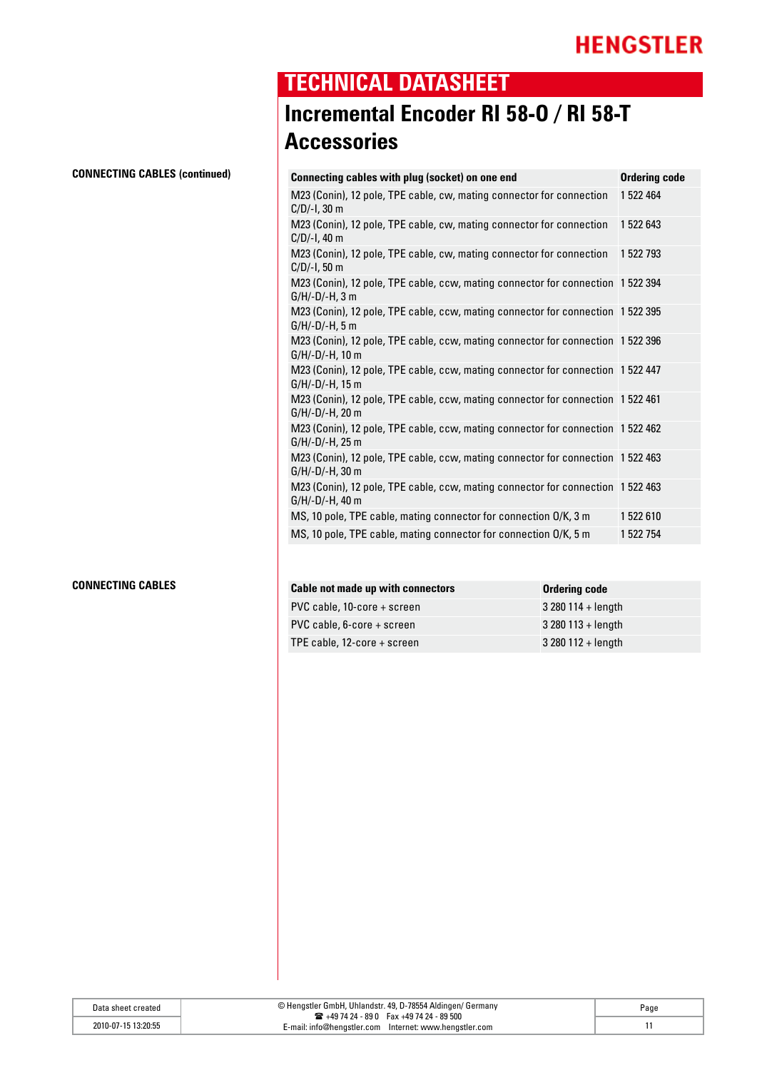# TECHNICAL DATASHEET

## Incremental Encoder RI 58-O / RI 58-T Accessories

**CONNECTING CABLES (continued)**

| Connecting cables with plug (socket) on one end | Ordering code |
|---|---|
| M23 (Conin), 12 pole, TPE cable, cw, mating connector for connection C/D/-I, 30 m | 1 522 464 |
| M23 (Conin), 12 pole, TPE cable, cw, mating connector for connection C/D/-I, 40 m | 1 522 643 |
| M23 (Conin), 12 pole, TPE cable, cw, mating connector for connection C/D/-I, 50 m | 1 522 793 |
| M23 (Conin), 12 pole, TPE cable, ccw, mating connector for connection G/H/-D/-H, 3 m | 1 522 394 |
| M23 (Conin), 12 pole, TPE cable, ccw, mating connector for connection G/H/-D/-H, 5 m | 1 522 395 |
| M23 (Conin), 12 pole, TPE cable, ccw, mating connector for connection G/H/-D/-H, 10 m | 1 522 396 |
| M23 (Conin), 12 pole, TPE cable, ccw, mating connector for connection G/H/-D/-H, 15 m | 1 522 447 |
| M23 (Conin), 12 pole, TPE cable, ccw, mating connector for connection G/H/-D/-H, 20 m | 1 522 461 |
| M23 (Conin), 12 pole, TPE cable, ccw, mating connector for connection G/H/-D/-H, 25 m | 1 522 462 |
| M23 (Conin), 12 pole, TPE cable, ccw, mating connector for connection G/H/-D/-H, 30 m | 1 522 463 |
| M23 (Conin), 12 pole, TPE cable, ccw, mating connector for connection G/H/-D/-H, 40 m | 1 522 463 |
| MS, 10 pole, TPE cable, mating connector for connection O/K, 3 m | 1 522 610 |
| MS, 10 pole, TPE cable, mating connector for connection O/K, 5 m | 1 522 754 |

**CONNECTING CABLES**

| Cable not made up with connectors | Ordering code |
|---|---|
| PVC cable, 10-core + screen | 3 280 114 + length |
| PVC cable, 6-core + screen | 3 280 113 + length |
| TPE cable, 12-core + screen | 3 280 112 + length |

| Data sheet created | © Hengstler GmbH, Uhlandstr. 49, D-78554 Aldingen/ Germany ☎ +49 74 24 - 89 0 Fax +49 74 24 - 89 500 E-mail: info@hengstler.com Internet: www.hengstler.com |
|---|---|
| 2010-07-15 13:20:55 | |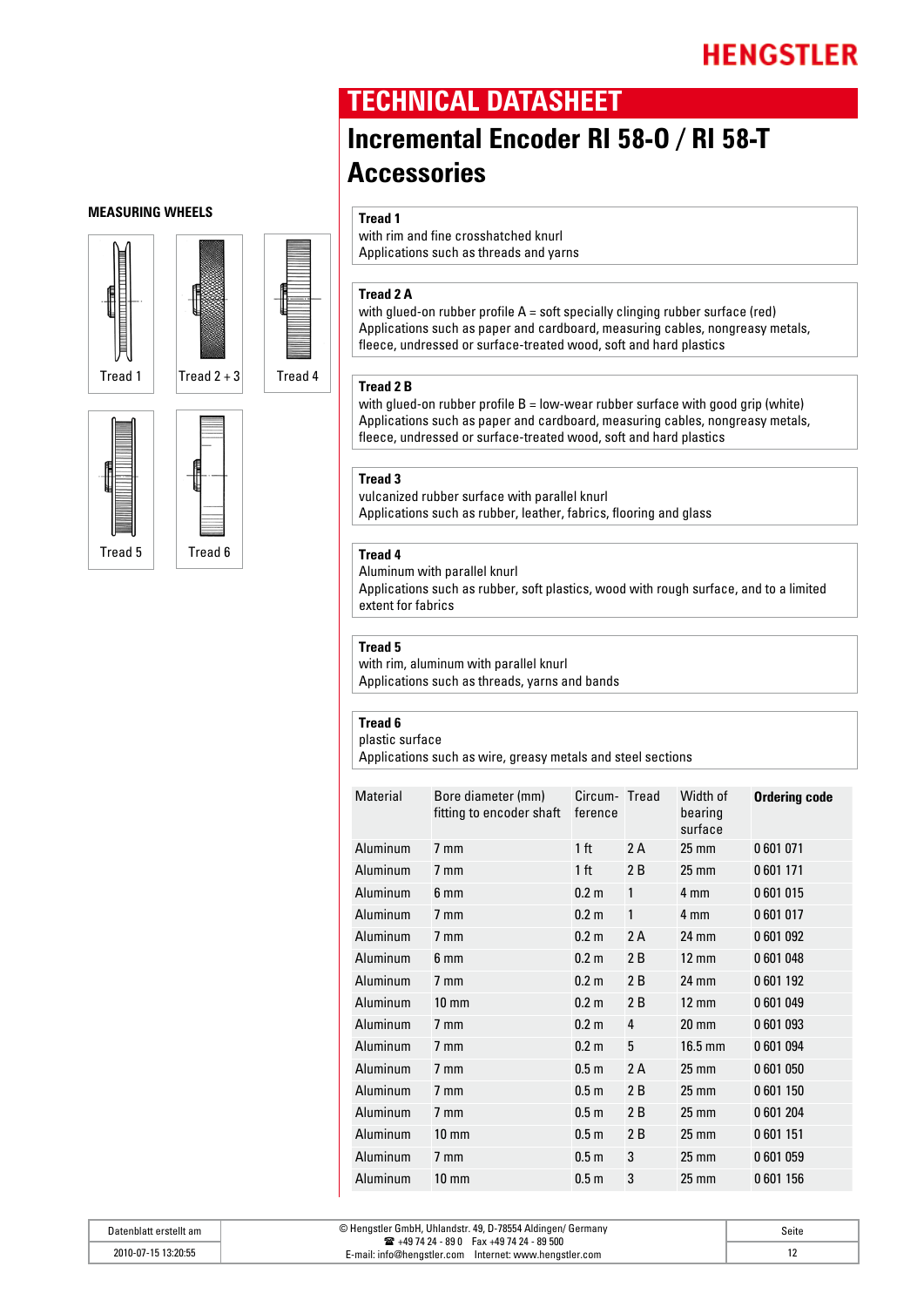HENGSTLER

# TECHNICAL DATASHEET

## Incremental Encoder RI 58-O / RI 58-T Accessories

### MEASURING WHEELS

Tread 1 | Tread 2 + 3 | Tread 4 | Tread 5 | Tread 6

**Tread 1**
with rim and fine crosshatched knurl
Applications such as threads and yarns

**Tread 2 A**
with glued-on rubber profile A = soft specially clinging rubber surface (red)
Applications such as paper and cardboard, measuring cables, nongreasy metals, fleece, undressed or surface-treated wood, soft and hard plastics

**Tread 2 B**
with glued-on rubber profile B = low-wear rubber surface with good grip (white)
Applications such as paper and cardboard, measuring cables, nongreasy metals, fleece, undressed or surface-treated wood, soft and hard plastics

**Tread 3**
vulcanized rubber surface with parallel knurl
Applications such as rubber, leather, fabrics, flooring and glass

**Tread 4**
Aluminum with parallel knurl
Applications such as rubber, soft plastics, wood with rough surface, and to a limited extent for fabrics

**Tread 5**
with rim, aluminum with parallel knurl
Applications such as threads, yarns and bands

**Tread 6**
plastic surface
Applications such as wire, greasy metals and steel sections

| Material | Bore diameter (mm) fitting to encoder shaft | Circum- ference | Tread | Width of bearing surface | **Ordering code** |
|---|---|---|---|---|---|
| Aluminum | 7 mm | 1 ft | 2 A | 25 mm | 0 601 071 |
| Aluminum | 7 mm | 1 ft | 2 B | 25 mm | 0 601 171 |
| Aluminum | 6 mm | 0.2 m | 1 | 4 mm | 0 601 015 |
| Aluminum | 7 mm | 0.2 m | 1 | 4 mm | 0 601 017 |
| Aluminum | 7 mm | 0.2 m | 2 A | 24 mm | 0 601 092 |
| Aluminum | 6 mm | 0.2 m | 2 B | 12 mm | 0 601 048 |
| Aluminum | 7 mm | 0.2 m | 2 B | 24 mm | 0 601 192 |
| Aluminum | 10 mm | 0.2 m | 2 B | 12 mm | 0 601 049 |
| Aluminum | 7 mm | 0.2 m | 4 | 20 mm | 0 601 093 |
| Aluminum | 7 mm | 0.2 m | 5 | 16.5 mm | 0 601 094 |
| Aluminum | 7 mm | 0.5 m | 2 A | 25 mm | 0 601 050 |
| Aluminum | 7 mm | 0.5 m | 2 B | 25 mm | 0 601 150 |
| Aluminum | 7 mm | 0.5 m | 2 B | 25 mm | 0 601 204 |
| Aluminum | 10 mm | 0.5 m | 2 B | 25 mm | 0 601 151 |
| Aluminum | 7 mm | 0.5 m | 3 | 25 mm | 0 601 059 |
| Aluminum | 10 mm | 0.5 m | 3 | 25 mm | 0 601 156 |

| Datenblatt erstellt am | © Hengstler GmbH, Uhlandstr. 49, D-78554 Aldingen/ Germany ☎ +49 74 24 - 89 0 Fax +49 74 24 - 89 500 E-mail: info@hengstler.com Internet: www.hengstler.com | Seite |
|---|---|---|
| 2010-07-15 13:20:55 | | 12 |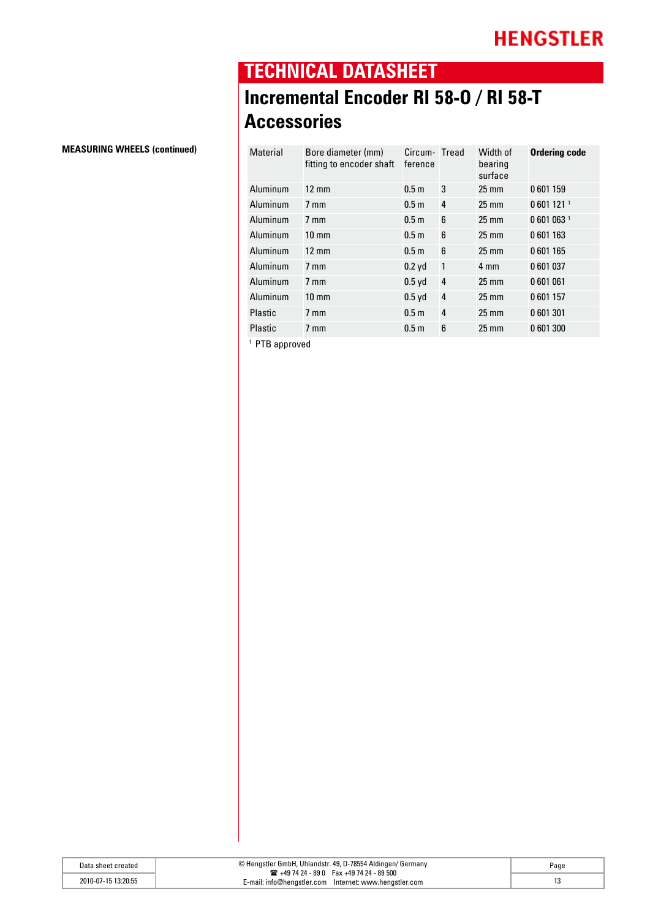HENGSTLER

# TECHNICAL DATASHEET

## Incremental Encoder RI 58-O / RI 58-T Accessories

**MEASURING WHEELS (continued)**

| Material | Bore diameter (mm) fitting to encoder shaft | Circum- ference | Tread | Width of bearing surface | **Ordering code** |
|---|---|---|---|---|---|
| Aluminum | 12 mm | 0.5 m | 3 | 25 mm | 0 601 159 |
| Aluminum | 7 mm | 0.5 m | 4 | 25 mm | 0 601 121 [1] |
| Aluminum | 7 mm | 0.5 m | 6 | 25 mm | 0 601 063 [1] |
| Aluminum | 10 mm | 0.5 m | 6 | 25 mm | 0 601 163 |
| Aluminum | 12 mm | 0.5 m | 6 | 25 mm | 0 601 165 |
| Aluminum | 7 mm | 0.2 yd | 1 | 4 mm | 0 601 037 |
| Aluminum | 7 mm | 0.5 yd | 4 | 25 mm | 0 601 061 |
| Aluminum | 10 mm | 0.5 yd | 4 | 25 mm | 0 601 157 |
| Plastic | 7 mm | 0.5 m | 4 | 25 mm | 0 601 301 |
| Plastic | 7 mm | 0.5 m | 6 | 25 mm | 0 601 300 |

[1] PTB approved

| Data sheet created | © Hengstler GmbH, Uhlandstr. 49, D-78554 Aldingen/ Germany ☎ +49 74 24 - 89 0 Fax +49 74 24 - 89 500 E-mail: info@hengstler.com Internet: www.hengstler.com | Page |
|---|---|---|
| 2010-07-15 13:20:55 | | 13 |